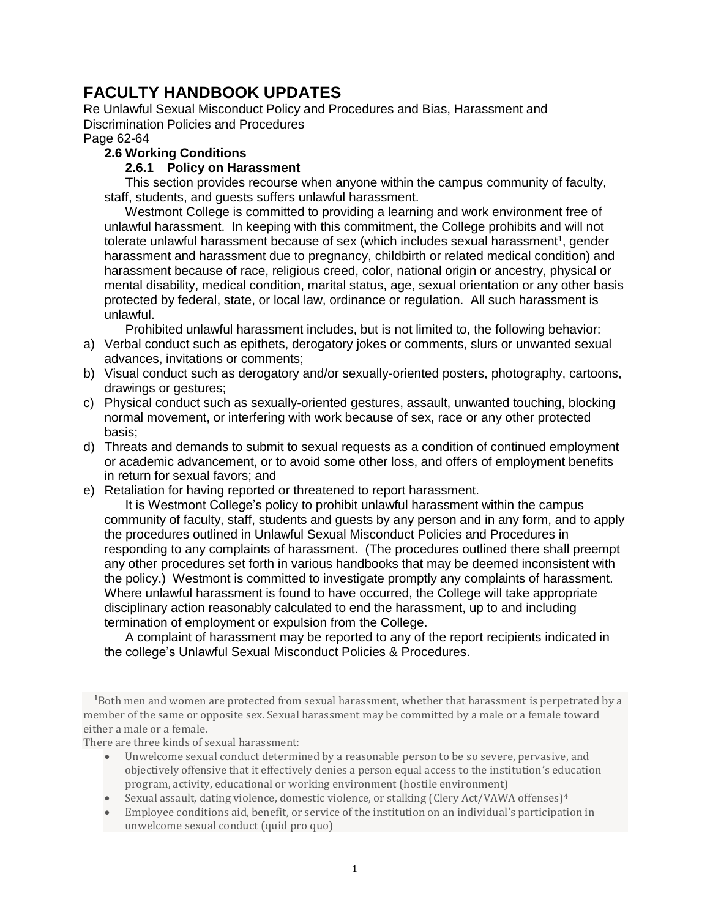# FACULTY HANDBOOK UPDATES

Re Unlawful Sexual Misconduct Policy and Procedures and Bias, Harassment and Discrimination Policies and Procedures

Page 62-64

### 2.6 Working Conditions

#### 2.6.1 Policy on Harassment

This section provides recourse when anyone within the campus community of faculty, staff, students, and guests suffers unlawful harassment.

Westmont College is committed to providing a learning and work environment free of unlawful harassment. In keeping with this commitment, the College prohibits and will not tolerate unlawful harassment because of sex (which includes sexual harassment[1], gender harassment and harassment due to pregnancy, childbirth or related medical condition) and harassment because of race, religious creed, color, national origin or ancestry, physical or mental disability, medical condition, marital status, age, sexual orientation or any other basis protected by federal, state, or local law, ordinance or regulation. All such harassment is unlawful.

Prohibited unlawful harassment includes, but is not limited to, the following behavior:

a) Verbal conduct such as epithets, derogatory jokes or comments, slurs or unwanted sexual advances, invitations or comments;
b) Visual conduct such as derogatory and/or sexually-oriented posters, photography, cartoons, drawings or gestures;
c) Physical conduct such as sexually-oriented gestures, assault, unwanted touching, blocking normal movement, or interfering with work because of sex, race or any other protected basis;
d) Threats and demands to submit to sexual requests as a condition of continued employment or academic advancement, or to avoid some other loss, and offers of employment benefits in return for sexual favors; and
e) Retaliation for having reported or threatened to report harassment.

It is Westmont College's policy to prohibit unlawful harassment within the campus community of faculty, staff, students and guests by any person and in any form, and to apply the procedures outlined in Unlawful Sexual Misconduct Policies and Procedures in responding to any complaints of harassment. (The procedures outlined there shall preempt any other procedures set forth in various handbooks that may be deemed inconsistent with the policy.) Westmont is committed to investigate promptly any complaints of harassment. Where unlawful harassment is found to have occurred, the College will take appropriate disciplinary action reasonably calculated to end the harassment, up to and including termination of employment or expulsion from the College.

A complaint of harassment may be reported to any of the report recipients indicated in the college's Unlawful Sexual Misconduct Policies & Procedures.

---

[1] Both men and women are protected from sexual harassment, whether that harassment is perpetrated by a member of the same or opposite sex. Sexual harassment may be committed by a male or a female toward either a male or a female.

There are three kinds of sexual harassment:

- Unwelcome sexual conduct determined by a reasonable person to be so severe, pervasive, and objectively offensive that it effectively denies a person equal access to the institution's education program, activity, educational or working environment (hostile environment)
- Sexual assault, dating violence, domestic violence, or stalking (Clery Act/VAWA offenses)[4]
- Employee conditions aid, benefit, or service of the institution on an individual's participation in unwelcome sexual conduct (quid pro quo)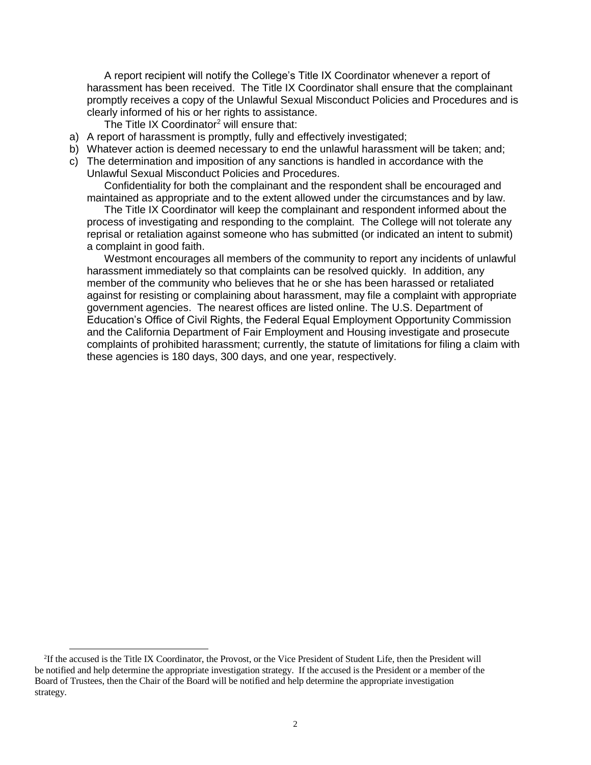A report recipient will notify the College's Title IX Coordinator whenever a report of harassment has been received. The Title IX Coordinator shall ensure that the complainant promptly receives a copy of the Unlawful Sexual Misconduct Policies and Procedures and is clearly informed of his or her rights to assistance.

The Title IX Coordinator[2] will ensure that:

a) A report of harassment is promptly, fully and effectively investigated;
b) Whatever action is deemed necessary to end the unlawful harassment will be taken; and;
c) The determination and imposition of any sanctions is handled in accordance with the Unlawful Sexual Misconduct Policies and Procedures.

Confidentiality for both the complainant and the respondent shall be encouraged and maintained as appropriate and to the extent allowed under the circumstances and by law.

The Title IX Coordinator will keep the complainant and respondent informed about the process of investigating and responding to the complaint. The College will not tolerate any reprisal or retaliation against someone who has submitted (or indicated an intent to submit) a complaint in good faith.

Westmont encourages all members of the community to report any incidents of unlawful harassment immediately so that complaints can be resolved quickly. In addition, any member of the community who believes that he or she has been harassed or retaliated against for resisting or complaining about harassment, may file a complaint with appropriate government agencies. The nearest offices are listed online. The U.S. Department of Education's Office of Civil Rights, the Federal Equal Employment Opportunity Commission and the California Department of Fair Employment and Housing investigate and prosecute complaints of prohibited harassment; currently, the statute of limitations for filing a claim with these agencies is 180 days, 300 days, and one year, respectively.

[2] If the accused is the Title IX Coordinator, the Provost, or the Vice President of Student Life, then the President will be notified and help determine the appropriate investigation strategy. If the accused is the President or a member of the Board of Trustees, then the Chair of the Board will be notified and help determine the appropriate investigation strategy.